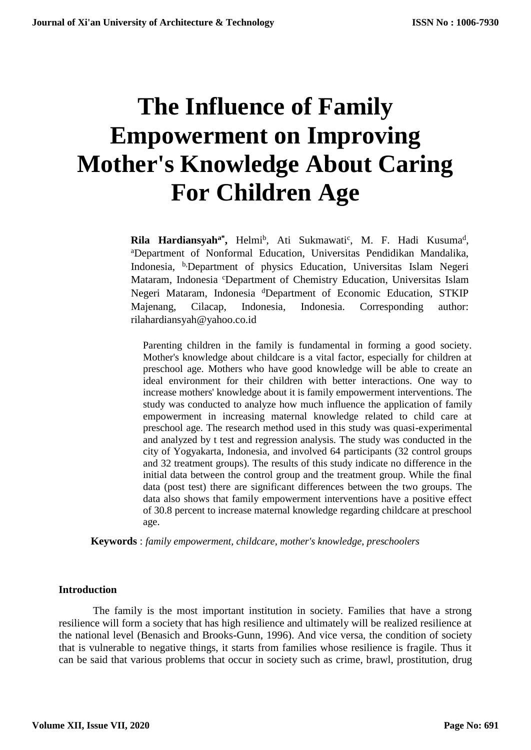# The Influence of Family Empowerment on Improving Mother's Knowledge About Caring For Children Age

**Rila Hardiansyah[a*],** Helmi[b], Ati Sukmawati[c], M. F. Hadi Kusuma[d], [a]Department of Nonformal Education, Universitas Pendidikan Mandalika, Indonesia, [b,]Department of physics Education, Universitas Islam Negeri Mataram, Indonesia [c]Department of Chemistry Education, Universitas Islam Negeri Mataram, Indonesia [d]Department of Economic Education, STKIP Majenang, Cilacap, Indonesia, Indonesia. Corresponding author: rilahardiansyah@yahoo.co.id

Parenting children in the family is fundamental in forming a good society. Mother's knowledge about childcare is a vital factor, especially for children at preschool age. Mothers who have good knowledge will be able to create an ideal environment for their children with better interactions. One way to increase mothers' knowledge about it is family empowerment interventions. The study was conducted to analyze how much influence the application of family empowerment in increasing maternal knowledge related to child care at preschool age. The research method used in this study was quasi-experimental and analyzed by t test and regression analysis. The study was conducted in the city of Yogyakarta, Indonesia, and involved 64 participants (32 control groups and 32 treatment groups). The results of this study indicate no difference in the initial data between the control group and the treatment group. While the final data (post test) there are significant differences between the two groups. The data also shows that family empowerment interventions have a positive effect of 30.8 percent to increase maternal knowledge regarding childcare at preschool age.

**Keywords** : *family empowerment, childcare, mother's knowledge, preschoolers*

## Introduction

The family is the most important institution in society. Families that have a strong resilience will form a society that has high resilience and ultimately will be realized resilience at the national level (Benasich and Brooks-Gunn, 1996). And vice versa, the condition of society that is vulnerable to negative things, it starts from families whose resilience is fragile. Thus it can be said that various problems that occur in society such as crime, brawl, prostitution, drug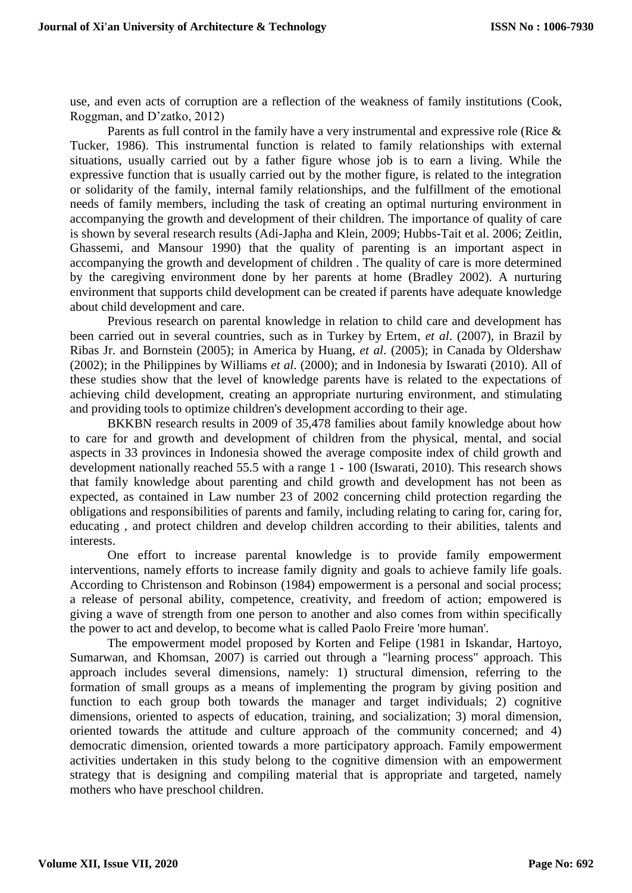use, and even acts of corruption are a reflection of the weakness of family institutions (Cook, Roggman, and D'zatko, 2012)

Parents as full control in the family have a very instrumental and expressive role (Rice & Tucker, 1986). This instrumental function is related to family relationships with external situations, usually carried out by a father figure whose job is to earn a living. While the expressive function that is usually carried out by the mother figure, is related to the integration or solidarity of the family, internal family relationships, and the fulfillment of the emotional needs of family members, including the task of creating an optimal nurturing environment in accompanying the growth and development of their children. The importance of quality of care is shown by several research results (Adi-Japha and Klein, 2009; Hubbs-Tait et al. 2006; Zeitlin, Ghassemi, and Mansour 1990) that the quality of parenting is an important aspect in accompanying the growth and development of children . The quality of care is more determined by the caregiving environment done by her parents at home (Bradley 2002). A nurturing environment that supports child development can be created if parents have adequate knowledge about child development and care.

Previous research on parental knowledge in relation to child care and development has been carried out in several countries, such as in Turkey by Ertem, *et al*. (2007), in Brazil by Ribas Jr. and Bornstein (2005); in America by Huang, *et al*. (2005); in Canada by Oldershaw (2002); in the Philippines by Williams *et al*. (2000); and in Indonesia by Iswarati (2010). All of these studies show that the level of knowledge parents have is related to the expectations of achieving child development, creating an appropriate nurturing environment, and stimulating and providing tools to optimize children's development according to their age.

BKKBN research results in 2009 of 35,478 families about family knowledge about how to care for and growth and development of children from the physical, mental, and social aspects in 33 provinces in Indonesia showed the average composite index of child growth and development nationally reached 55.5 with a range 1 - 100 (Iswarati, 2010). This research shows that family knowledge about parenting and child growth and development has not been as expected, as contained in Law number 23 of 2002 concerning child protection regarding the obligations and responsibilities of parents and family, including relating to caring for, caring for, educating , and protect children and develop children according to their abilities, talents and interests.

One effort to increase parental knowledge is to provide family empowerment interventions, namely efforts to increase family dignity and goals to achieve family life goals. According to Christenson and Robinson (1984) empowerment is a personal and social process; a release of personal ability, competence, creativity, and freedom of action; empowered is giving a wave of strength from one person to another and also comes from within specifically the power to act and develop, to become what is called Paolo Freire 'more human'.

The empowerment model proposed by Korten and Felipe (1981 in Iskandar, Hartoyo, Sumarwan, and Khomsan, 2007) is carried out through a "learning process" approach. This approach includes several dimensions, namely: 1) structural dimension, referring to the formation of small groups as a means of implementing the program by giving position and function to each group both towards the manager and target individuals; 2) cognitive dimensions, oriented to aspects of education, training, and socialization; 3) moral dimension, oriented towards the attitude and culture approach of the community concerned; and 4) democratic dimension, oriented towards a more participatory approach. Family empowerment activities undertaken in this study belong to the cognitive dimension with an empowerment strategy that is designing and compiling material that is appropriate and targeted, namely mothers who have preschool children.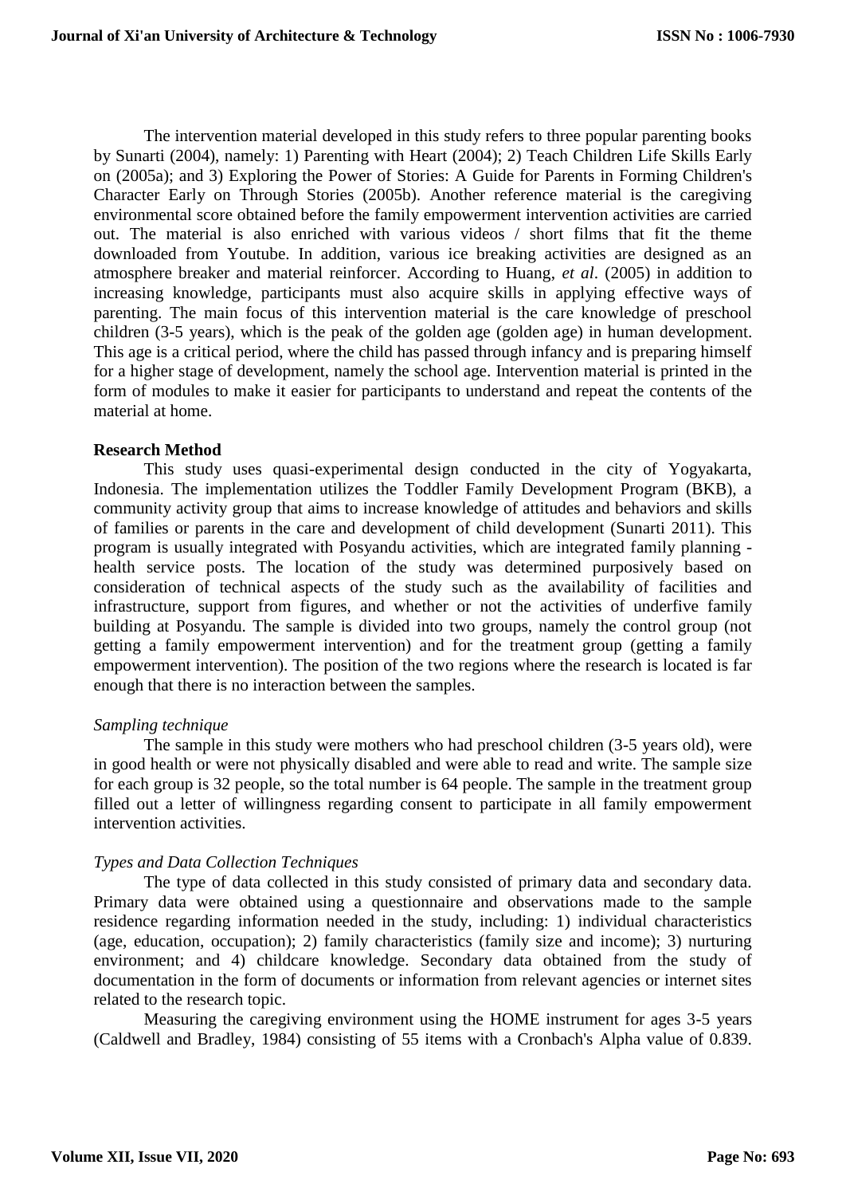The intervention material developed in this study refers to three popular parenting books by Sunarti (2004), namely: 1) Parenting with Heart (2004); 2) Teach Children Life Skills Early on (2005a); and 3) Exploring the Power of Stories: A Guide for Parents in Forming Children's Character Early on Through Stories (2005b). Another reference material is the caregiving environmental score obtained before the family empowerment intervention activities are carried out. The material is also enriched with various videos / short films that fit the theme downloaded from Youtube. In addition, various ice breaking activities are designed as an atmosphere breaker and material reinforcer. According to Huang, *et al*. (2005) in addition to increasing knowledge, participants must also acquire skills in applying effective ways of parenting. The main focus of this intervention material is the care knowledge of preschool children (3-5 years), which is the peak of the golden age (golden age) in human development. This age is a critical period, where the child has passed through infancy and is preparing himself for a higher stage of development, namely the school age. Intervention material is printed in the form of modules to make it easier for participants to understand and repeat the contents of the material at home.

**Research Method**

This study uses quasi-experimental design conducted in the city of Yogyakarta, Indonesia. The implementation utilizes the Toddler Family Development Program (BKB), a community activity group that aims to increase knowledge of attitudes and behaviors and skills of families or parents in the care and development of child development (Sunarti 2011). This program is usually integrated with Posyandu activities, which are integrated family planning - health service posts. The location of the study was determined purposively based on consideration of technical aspects of the study such as the availability of facilities and infrastructure, support from figures, and whether or not the activities of underfive family building at Posyandu. The sample is divided into two groups, namely the control group (not getting a family empowerment intervention) and for the treatment group (getting a family empowerment intervention). The position of the two regions where the research is located is far enough that there is no interaction between the samples.

*Sampling technique*

The sample in this study were mothers who had preschool children (3-5 years old), were in good health or were not physically disabled and were able to read and write. The sample size for each group is 32 people, so the total number is 64 people. The sample in the treatment group filled out a letter of willingness regarding consent to participate in all family empowerment intervention activities.

*Types and Data Collection Techniques*

The type of data collected in this study consisted of primary data and secondary data. Primary data were obtained using a questionnaire and observations made to the sample residence regarding information needed in the study, including: 1) individual characteristics (age, education, occupation); 2) family characteristics (family size and income); 3) nurturing environment; and 4) childcare knowledge. Secondary data obtained from the study of documentation in the form of documents or information from relevant agencies or internet sites related to the research topic.

Measuring the caregiving environment using the HOME instrument for ages 3-5 years (Caldwell and Bradley, 1984) consisting of 55 items with a Cronbach's Alpha value of 0.839.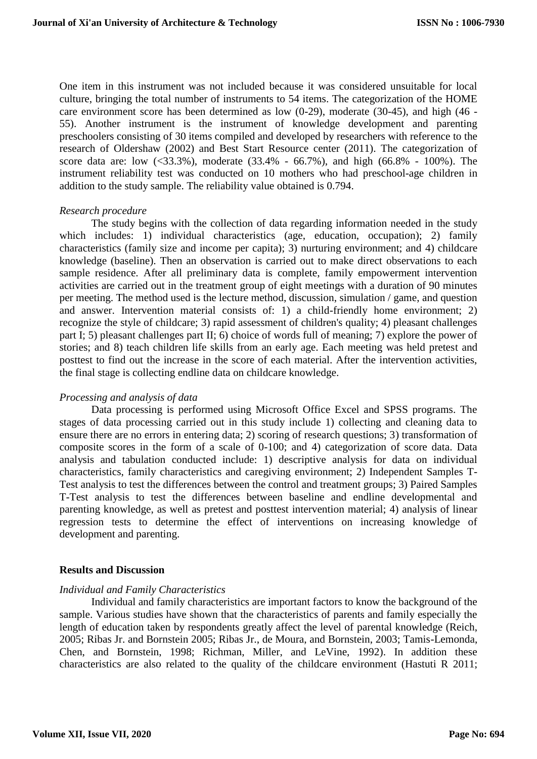One item in this instrument was not included because it was considered unsuitable for local culture, bringing the total number of instruments to 54 items. The categorization of the HOME care environment score has been determined as low (0-29), moderate (30-45), and high (46 - 55). Another instrument is the instrument of knowledge development and parenting preschoolers consisting of 30 items compiled and developed by researchers with reference to the research of Oldershaw (2002) and Best Start Resource center (2011). The categorization of score data are: low (<33.3%), moderate (33.4% - 66.7%), and high (66.8% - 100%). The instrument reliability test was conducted on 10 mothers who had preschool-age children in addition to the study sample. The reliability value obtained is 0.794.

*Research procedure*

The study begins with the collection of data regarding information needed in the study which includes: 1) individual characteristics (age, education, occupation); 2) family characteristics (family size and income per capita); 3) nurturing environment; and 4) childcare knowledge (baseline). Then an observation is carried out to make direct observations to each sample residence. After all preliminary data is complete, family empowerment intervention activities are carried out in the treatment group of eight meetings with a duration of 90 minutes per meeting. The method used is the lecture method, discussion, simulation / game, and question and answer. Intervention material consists of: 1) a child-friendly home environment; 2) recognize the style of childcare; 3) rapid assessment of children's quality; 4) pleasant challenges part I; 5) pleasant challenges part II; 6) choice of words full of meaning; 7) explore the power of stories; and 8) teach children life skills from an early age. Each meeting was held pretest and posttest to find out the increase in the score of each material. After the intervention activities, the final stage is collecting endline data on childcare knowledge.

*Processing and analysis of data*

Data processing is performed using Microsoft Office Excel and SPSS programs. The stages of data processing carried out in this study include 1) collecting and cleaning data to ensure there are no errors in entering data; 2) scoring of research questions; 3) transformation of composite scores in the form of a scale of 0-100; and 4) categorization of score data. Data analysis and tabulation conducted include: 1) descriptive analysis for data on individual characteristics, family characteristics and caregiving environment; 2) Independent Samples T-Test analysis to test the differences between the control and treatment groups; 3) Paired Samples T-Test analysis to test the differences between baseline and endline developmental and parenting knowledge, as well as pretest and posttest intervention material; 4) analysis of linear regression tests to determine the effect of interventions on increasing knowledge of development and parenting.

## Results and Discussion

*Individual and Family Characteristics*

Individual and family characteristics are important factors to know the background of the sample. Various studies have shown that the characteristics of parents and family especially the length of education taken by respondents greatly affect the level of parental knowledge (Reich, 2005; Ribas Jr. and Bornstein 2005; Ribas Jr., de Moura, and Bornstein, 2003; Tamis-Lemonda, Chen, and Bornstein, 1998; Richman, Miller, and LeVine, 1992). In addition these characteristics are also related to the quality of the childcare environment (Hastuti R 2011;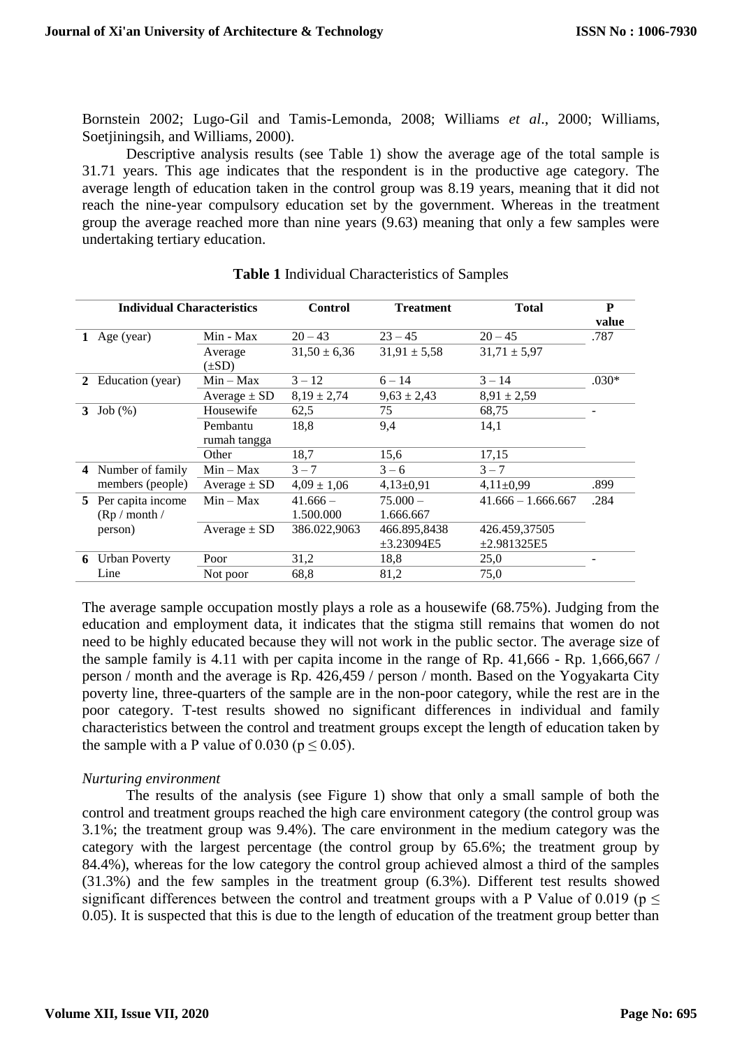Bornstein 2002; Lugo-Gil and Tamis-Lemonda, 2008; Williams *et al*., 2000; Williams, Soetjiningsih, and Williams, 2000).

Descriptive analysis results (see Table 1) show the average age of the total sample is 31.71 years. This age indicates that the respondent is in the productive age category. The average length of education taken in the control group was 8.19 years, meaning that it did not reach the nine-year compulsory education set by the government. Whereas in the treatment group the average reached more than nine years (9.63) meaning that only a few samples were undertaking tertiary education.

**Table 1** Individual Characteristics of Samples

| | Individual Characteristics | | Control | Treatment | Total | P value |
|---|---|---|---|---|---|---|
| 1 | Age (year) | Min - Max | 20 – 43 | 23 – 45 | 20 – 45 | .787 |
| | | Average (±SD) | 31,50 ± 6,36 | 31,91 ± 5,58 | 31,71 ± 5,97 | |
| 2 | Education (year) | Min – Max | 3 – 12 | 6 – 14 | 3 – 14 | .030* |
| | | Average ± SD | 8,19 ± 2,74 | 9,63 ± 2,43 | 8,91 ± 2,59 | |
| 3 | Job (%) | Housewife | 62,5 | 75 | 68,75 | - |
| | | Pembantu rumah tangga | 18,8 | 9,4 | 14,1 | |
| | | Other | 18,7 | 15,6 | 17,15 | |
| 4 | Number of family members (people) | Min – Max | 3 – 7 | 3 – 6 | 3 – 7 | |
| | | Average ± SD | 4,09 ± 1,06 | 4,13±0,91 | 4,11±0,99 | .899 |
| 5 | Per capita income (Rp / month / person) | Min – Max | 41.666 – 1.500.000 | 75.000 – 1.666.667 | 41.666 – 1.666.667 | .284 |
| | | Average ± SD | 386.022,9063 | 466.895,8438 ±3.23094E5 | 426.459,37505 ±2.981325E5 | |
| 6 | Urban Poverty Line | Poor | 31,2 | 18,8 | 25,0 | - |
| | | Not poor | 68,8 | 81,2 | 75,0 | |

The average sample occupation mostly plays a role as a housewife (68.75%). Judging from the education and employment data, it indicates that the stigma still remains that women do not need to be highly educated because they will not work in the public sector. The average size of the sample family is 4.11 with per capita income in the range of Rp. 41,666 - Rp. 1,666,667 / person / month and the average is Rp. 426,459 / person / month. Based on the Yogyakarta City poverty line, three-quarters of the sample are in the non-poor category, while the rest are in the poor category. T-test results showed no significant differences in individual and family characteristics between the control and treatment groups except the length of education taken by the sample with a P value of 0.030 ($p \leq 0.05$).

*Nurturing environment*

The results of the analysis (see Figure 1) show that only a small sample of both the control and treatment groups reached the high care environment category (the control group was 3.1%; the treatment group was 9.4%). The care environment in the medium category was the category with the largest percentage (the control group by 65.6%; the treatment group by 84.4%), whereas for the low category the control group achieved almost a third of the samples (31.3%) and the few samples in the treatment group (6.3%). Different test results showed significant differences between the control and treatment groups with a P Value of 0.019 ($p \leq 0.05$). It is suspected that this is due to the length of education of the treatment group better than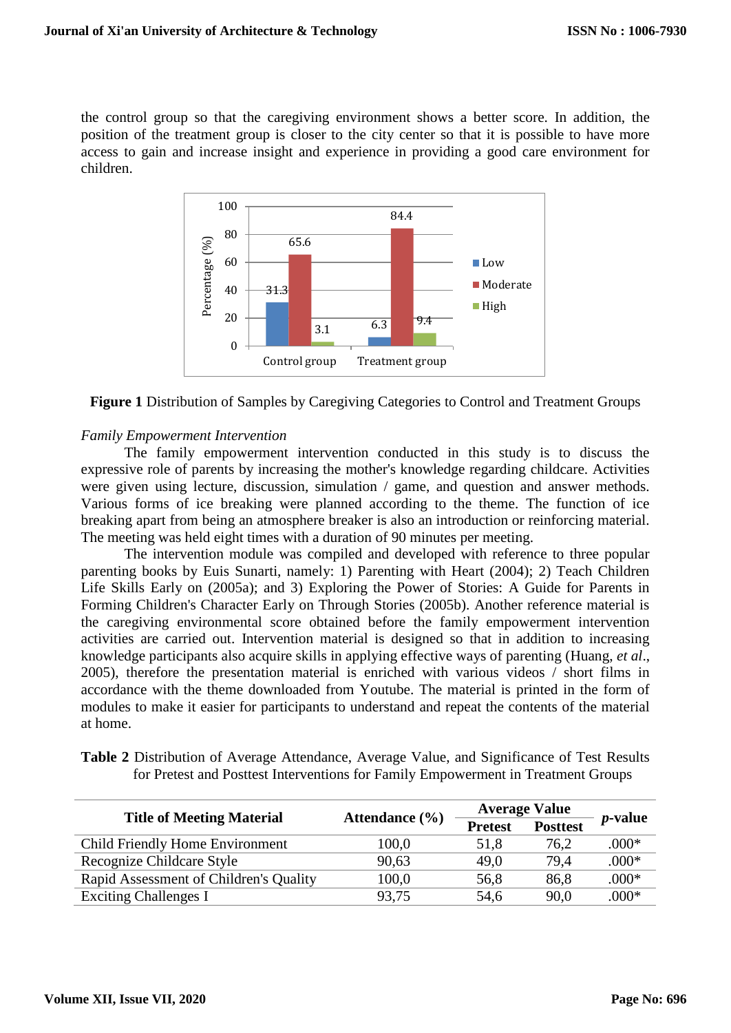the control group so that the caregiving environment shows a better score. In addition, the position of the treatment group is closer to the city center so that it is possible to have more access to gain and increase insight and experience in providing a good care environment for children.

**Figure 1** Distribution of Samples by Caregiving Categories to Control and Treatment Groups

*Family Empowerment Intervention*

The family empowerment intervention conducted in this study is to discuss the expressive role of parents by increasing the mother's knowledge regarding childcare. Activities were given using lecture, discussion, simulation / game, and question and answer methods. Various forms of ice breaking were planned according to the theme. The function of ice breaking apart from being an atmosphere breaker is also an introduction or reinforcing material. The meeting was held eight times with a duration of 90 minutes per meeting.

The intervention module was compiled and developed with reference to three popular parenting books by Euis Sunarti, namely: 1) Parenting with Heart (2004); 2) Teach Children Life Skills Early on (2005a); and 3) Exploring the Power of Stories: A Guide for Parents in Forming Children's Character Early on Through Stories (2005b). Another reference material is the caregiving environmental score obtained before the family empowerment intervention activities are carried out. Intervention material is designed so that in addition to increasing knowledge participants also acquire skills in applying effective ways of parenting (Huang, *et al*., 2005), therefore the presentation material is enriched with various videos / short films in accordance with the theme downloaded from Youtube. The material is printed in the form of modules to make it easier for participants to understand and repeat the contents of the material at home.

**Table 2** Distribution of Average Attendance, Average Value, and Significance of Test Results for Pretest and Posttest Interventions for Family Empowerment in Treatment Groups

| Title of Meeting Material | Attendance (%) | Average Value | | *p*-value |
|---|---|---|---|---|
| | | Pretest | Posttest | |
| Child Friendly Home Environment | 100,0 | 51,8 | 76,2 | .000* |
| Recognize Childcare Style | 90,63 | 49,0 | 79,4 | .000* |
| Rapid Assessment of Children's Quality | 100,0 | 56,8 | 86,8 | .000* |
| Exciting Challenges I | 93,75 | 54,6 | 90,0 | .000* |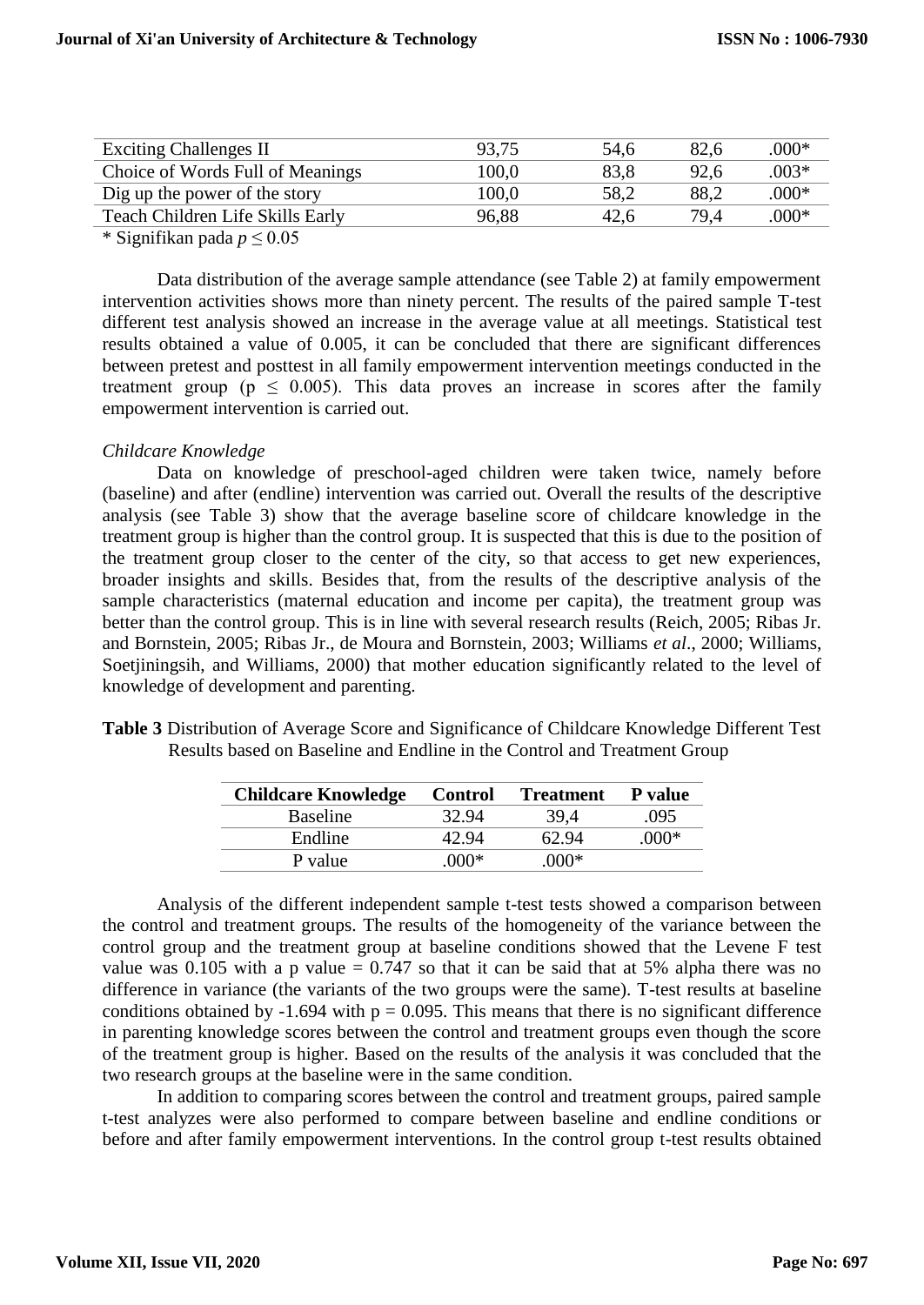| Exciting Challenges II | 93,75 | 54,6 | 82,6 | .000* |
|---|---|---|---|---|
| Choice of Words Full of Meanings | 100,0 | 83,8 | 92,6 | .003* |
| Dig up the power of the story | 100,0 | 58,2 | 88,2 | .000* |
| Teach Children Life Skills Early | 96,88 | 42,6 | 79,4 | .000* |

\* Signifikan pada $p \leq 0.05$

Data distribution of the average sample attendance (see Table 2) at family empowerment intervention activities shows more than ninety percent. The results of the paired sample T-test different test analysis showed an increase in the average value at all meetings. Statistical test results obtained a value of 0.005, it can be concluded that there are significant differences between pretest and posttest in all family empowerment intervention meetings conducted in the treatment group ($p \leq 0.005$). This data proves an increase in scores after the family empowerment intervention is carried out.

*Childcare Knowledge*

Data on knowledge of preschool-aged children were taken twice, namely before (baseline) and after (endline) intervention was carried out. Overall the results of the descriptive analysis (see Table 3) show that the average baseline score of childcare knowledge in the treatment group is higher than the control group. It is suspected that this is due to the position of the treatment group closer to the center of the city, so that access to get new experiences, broader insights and skills. Besides that, from the results of the descriptive analysis of the sample characteristics (maternal education and income per capita), the treatment group was better than the control group. This is in line with several research results (Reich, 2005; Ribas Jr. and Bornstein, 2005; Ribas Jr., de Moura and Bornstein, 2003; Williams *et al*., 2000; Williams, Soetjiningsih, and Williams, 2000) that mother education significantly related to the level of knowledge of development and parenting.

**Table 3** Distribution of Average Score and Significance of Childcare Knowledge Different Test Results based on Baseline and Endline in the Control and Treatment Group

| Childcare Knowledge | Control | Treatment | P value |
|---|---|---|---|
| Baseline | 32.94 | 39,4 | .095 |
| Endline | 42.94 | 62.94 | .000* |
| P value | .000* | .000* | |

Analysis of the different independent sample t-test tests showed a comparison between the control and treatment groups. The results of the homogeneity of the variance between the control group and the treatment group at baseline conditions showed that the Levene F test value was 0.105 with a p value = 0.747 so that it can be said that at 5% alpha there was no difference in variance (the variants of the two groups were the same). T-test results at baseline conditions obtained by -1.694 with $p = 0.095$. This means that there is no significant difference in parenting knowledge scores between the control and treatment groups even though the score of the treatment group is higher. Based on the results of the analysis it was concluded that the two research groups at the baseline were in the same condition.

In addition to comparing scores between the control and treatment groups, paired sample t-test analyzes were also performed to compare between baseline and endline conditions or before and after family empowerment interventions. In the control group t-test results obtained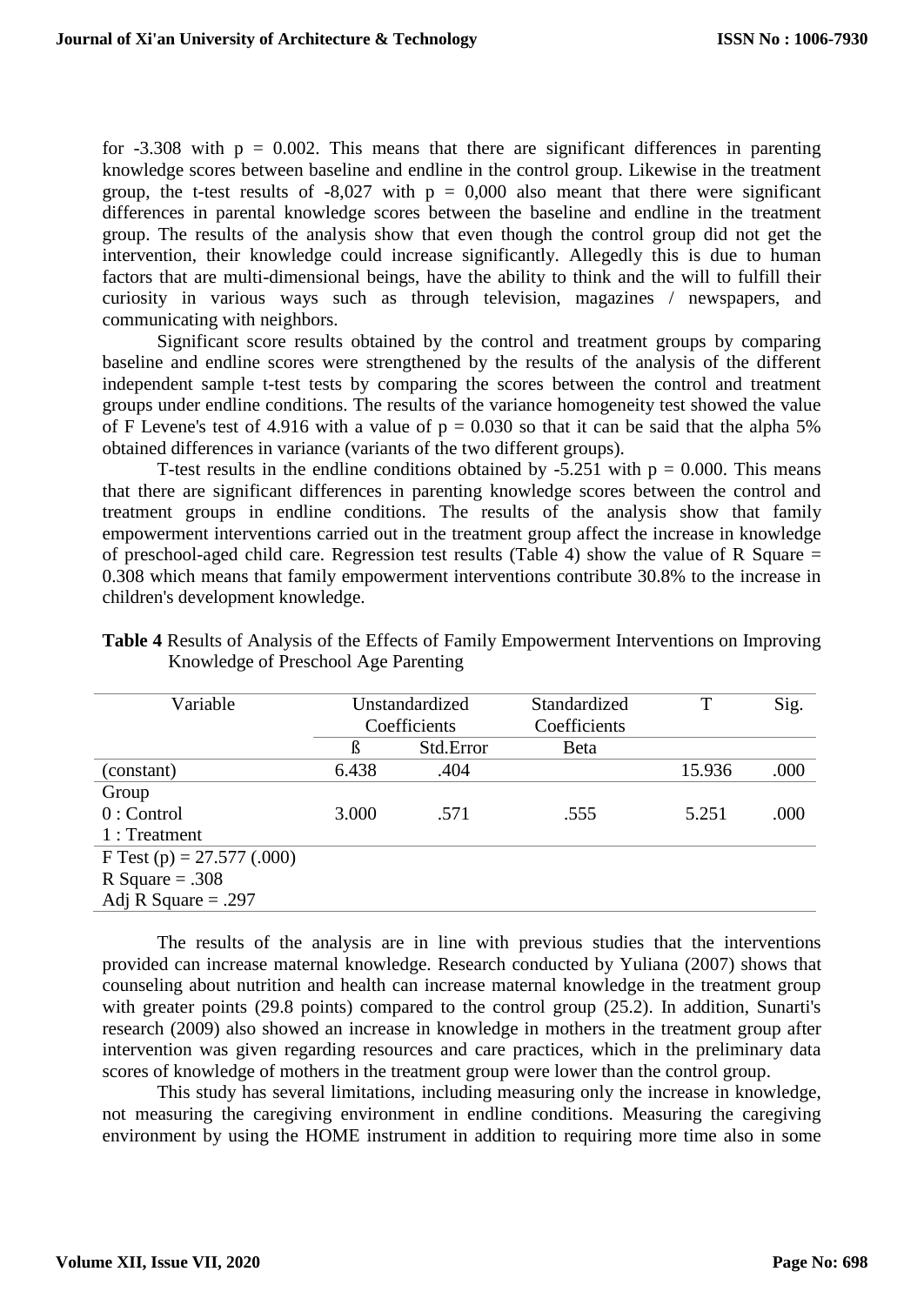for -3.308 with $p = 0.002$. This means that there are significant differences in parenting knowledge scores between baseline and endline in the control group. Likewise in the treatment group, the t-test results of -8,027 with p = 0,000 also meant that there were significant differences in parental knowledge scores between the baseline and endline in the treatment group. The results of the analysis show that even though the control group did not get the intervention, their knowledge could increase significantly. Allegedly this is due to human factors that are multi-dimensional beings, have the ability to think and the will to fulfill their curiosity in various ways such as through television, magazines / newspapers, and communicating with neighbors.

Significant score results obtained by the control and treatment groups by comparing baseline and endline scores were strengthened by the results of the analysis of the different independent sample t-test tests by comparing the scores between the control and treatment groups under endline conditions. The results of the variance homogeneity test showed the value of F Levene's test of 4.916 with a value of $p = 0.030$ so that it can be said that the alpha 5% obtained differences in variance (variants of the two different groups).

T-test results in the endline conditions obtained by -5.251 with $p = 0.000$. This means that there are significant differences in parenting knowledge scores between the control and treatment groups in endline conditions. The results of the analysis show that family empowerment interventions carried out in the treatment group affect the increase in knowledge of preschool-aged child care. Regression test results (Table 4) show the value of R Square = 0.308 which means that family empowerment interventions contribute 30.8% to the increase in children's development knowledge.

**Table 4** Results of Analysis of the Effects of Family Empowerment Interventions on Improving Knowledge of Preschool Age Parenting

| Variable | Unstandardized Coefficients | | Standardized Coefficients | T | Sig. |
|---|---|---|---|---|---|
| | ß | Std.Error | Beta | | |
| (constant) | 6.438 | .404 | | 15.936 | .000 |
| Group<br>0 : Control<br>1 : Treatment | 3.000 | .571 | .555 | 5.251 | .000 |
| F Test (p) = 27.577 (.000)<br>R Square = .308<br>Adj R Square = .297 | | | | | |

The results of the analysis are in line with previous studies that the interventions provided can increase maternal knowledge. Research conducted by Yuliana (2007) shows that counseling about nutrition and health can increase maternal knowledge in the treatment group with greater points (29.8 points) compared to the control group (25.2). In addition, Sunarti's research (2009) also showed an increase in knowledge in mothers in the treatment group after intervention was given regarding resources and care practices, which in the preliminary data scores of knowledge of mothers in the treatment group were lower than the control group.

This study has several limitations, including measuring only the increase in knowledge, not measuring the caregiving environment in endline conditions. Measuring the caregiving environment by using the HOME instrument in addition to requiring more time also in some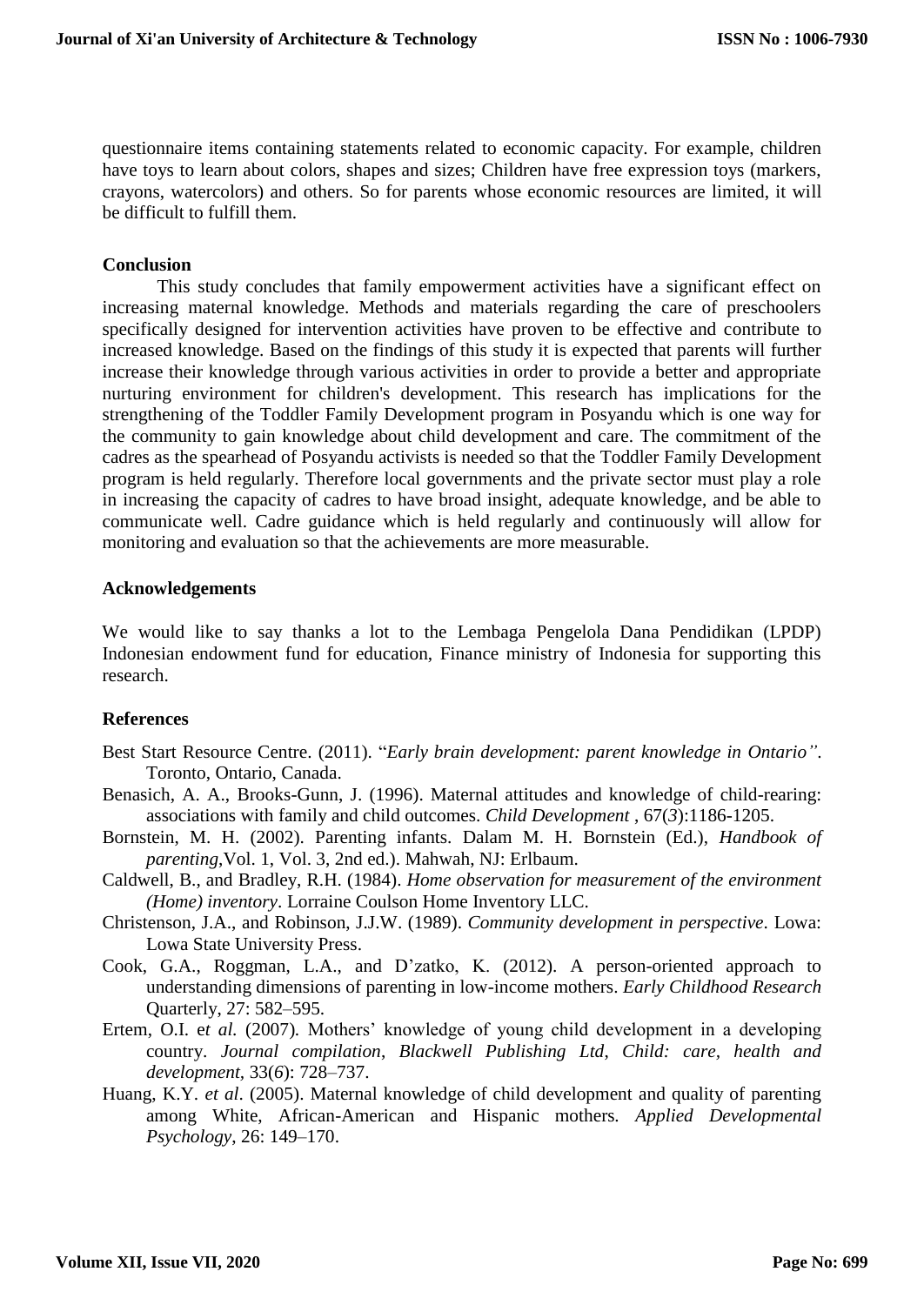questionnaire items containing statements related to economic capacity. For example, children have toys to learn about colors, shapes and sizes; Children have free expression toys (markers, crayons, watercolors) and others. So for parents whose economic resources are limited, it will be difficult to fulfill them.

## Conclusion

This study concludes that family empowerment activities have a significant effect on increasing maternal knowledge. Methods and materials regarding the care of preschoolers specifically designed for intervention activities have proven to be effective and contribute to increased knowledge. Based on the findings of this study it is expected that parents will further increase their knowledge through various activities in order to provide a better and appropriate nurturing environment for children's development. This research has implications for the strengthening of the Toddler Family Development program in Posyandu which is one way for the community to gain knowledge about child development and care. The commitment of the cadres as the spearhead of Posyandu activists is needed so that the Toddler Family Development program is held regularly. Therefore local governments and the private sector must play a role in increasing the capacity of cadres to have broad insight, adequate knowledge, and be able to communicate well. Cadre guidance which is held regularly and continuously will allow for monitoring and evaluation so that the achievements are more measurable.

## Acknowledgements

We would like to say thanks a lot to the Lembaga Pengelola Dana Pendidikan (LPDP) Indonesian endowment fund for education, Finance ministry of Indonesia for supporting this research.

## References

Best Start Resource Centre. (2011). "*Early brain development: parent knowledge in Ontario"*. Toronto, Ontario, Canada.

Benasich, A. A., Brooks-Gunn, J. (1996). Maternal attitudes and knowledge of child-rearing: associations with family and child outcomes. *Child Development* , 67(*3*):1186-1205.

Bornstein, M. H. (2002). Parenting infants. Dalam M. H. Bornstein (Ed.), *Handbook of parenting*,Vol. 1, Vol. 3, 2nd ed.). Mahwah, NJ: Erlbaum.

Caldwell, B., and Bradley, R.H. (1984). *Home observation for measurement of the environment (Home) inventory*. Lorraine Coulson Home Inventory LLC.

Christenson, J.A., and Robinson, J.J.W. (1989). *Community development in perspective*. Lowa: Lowa State University Press.

Cook, G.A., Roggman, L.A., and D'zatko, K. (2012). A person-oriented approach to understanding dimensions of parenting in low-income mothers. *Early Childhood Research* Quarterly, 27: 582–595.

Ertem, O.I. e*t al.* (2007)*.* Mothers' knowledge of young child development in a developing country. *Journal compilation, Blackwell Publishing Ltd, Child: care, health and development,* 33(*6*): 728–737.

Huang, K.Y. *et al*. (2005). Maternal knowledge of child development and quality of parenting among White, African-American and Hispanic mothers*. Applied Developmental Psychology*, 26: 149–170.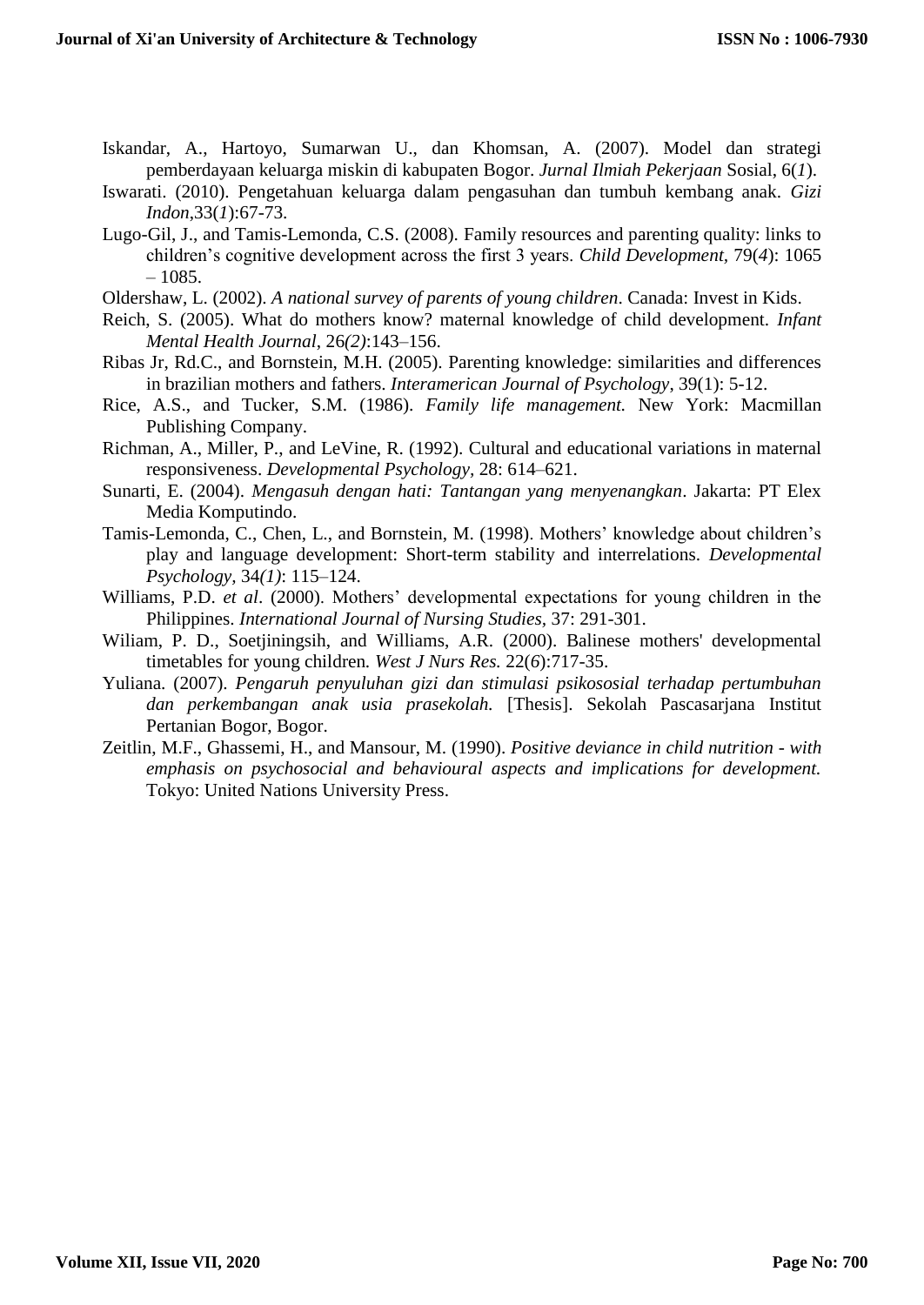Iskandar, A., Hartoyo, Sumarwan U., dan Khomsan, A. (2007). Model dan strategi pemberdayaan keluarga miskin di kabupaten Bogor. *Jurnal Ilmiah Pekerjaan* Sosial, 6(*1*).

Iswarati. (2010). Pengetahuan keluarga dalam pengasuhan dan tumbuh kembang anak. *Gizi Indon*,33(*1*):67-73.

Lugo-Gil, J., and Tamis-Lemonda, C.S. (2008). Family resources and parenting quality: links to children's cognitive development across the first 3 years. *Child Development*, 79(*4*): 1065 – 1085.

Oldershaw, L. (2002). *A national survey of parents of young children*. Canada: Invest in Kids.

Reich, S. (2005). What do mothers know? maternal knowledge of child development. *Infant Mental Health Journal*, 26*(2)*:143–156.

Ribas Jr, Rd.C., and Bornstein, M.H. (2005). Parenting knowledge: similarities and differences in brazilian mothers and fathers. *Interamerican Journal of Psychology*, 39(1): 5-12.

Rice, A.S., and Tucker, S.M. (1986). *Family life management.* New York: Macmillan Publishing Company.

Richman, A., Miller, P., and LeVine, R. (1992). Cultural and educational variations in maternal responsiveness. *Developmental Psychology*, 28: 614–621.

Sunarti, E. (2004). *Mengasuh dengan hati: Tantangan yang menyenangkan*. Jakarta: PT Elex Media Komputindo.

Tamis-Lemonda, C., Chen, L., and Bornstein, M. (1998). Mothers' knowledge about children's play and language development: Short-term stability and interrelations. *Developmental Psychology*, 34*(1)*: 115–124.

Williams, P.D. *et al*. (2000). Mothers' developmental expectations for young children in the Philippines. *International Journal of Nursing Studies,* 37: 291-301.

Wiliam, P. D., Soetjiningsih, and Williams, A.R. (2000). Balinese mothers' developmental timetables for young children*. West J Nurs Res.* 22(*6*):717-35.

Yuliana. (2007). *Pengaruh penyuluhan gizi dan stimulasi psikososial terhadap pertumbuhan dan perkembangan anak usia prasekolah.* [Thesis]. Sekolah Pascasarjana Institut Pertanian Bogor, Bogor.

Zeitlin, M.F., Ghassemi, H., and Mansour, M. (1990). *Positive deviance in child nutrition - with emphasis on psychosocial and behavioural aspects and implications for development.* Tokyo: United Nations University Press.